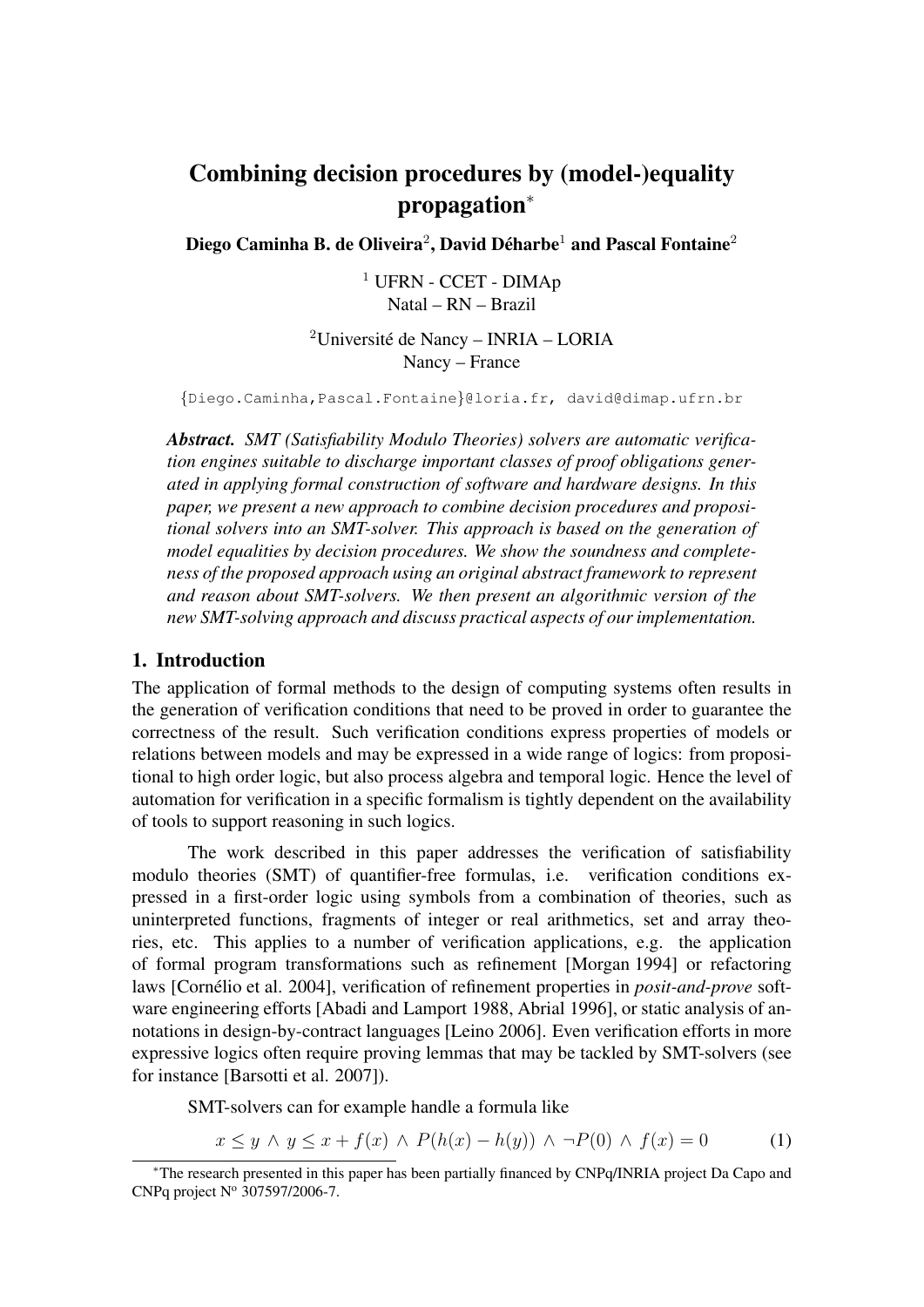# Combining decision procedures by (model-)equality propagation*

**Diego Caminha B. de Oliveira[2], David Déharbe[1] and Pascal Fontaine[2]**

[1] UFRN - CCET - DIMAp
Natal – RN – Brazil

[2]Université de Nancy – INRIA – LORIA
Nancy – France

{Diego.Caminha,Pascal.Fontaine}@loria.fr, david@dimap.ufrn.br

***Abstract.*** *SMT (Satisfiability Modulo Theories) solvers are automatic verification engines suitable to discharge important classes of proof obligations generated in applying formal construction of software and hardware designs. In this paper, we present a new approach to combine decision procedures and propositional solvers into an SMT-solver. This approach is based on the generation of model equalities by decision procedures. We show the soundness and completeness of the proposed approach using an original abstract framework to represent and reason about SMT-solvers. We then present an algorithmic version of the new SMT-solving approach and discuss practical aspects of our implementation.*

## 1. Introduction

The application of formal methods to the design of computing systems often results in the generation of verification conditions that need to be proved in order to guarantee the correctness of the result. Such verification conditions express properties of models or relations between models and may be expressed in a wide range of logics: from propositional to high order logic, but also process algebra and temporal logic. Hence the level of automation for verification in a specific formalism is tightly dependent on the availability of tools to support reasoning in such logics.

The work described in this paper addresses the verification of satisfiability modulo theories (SMT) of quantifier-free formulas, i.e. verification conditions expressed in a first-order logic using symbols from a combination of theories, such as uninterpreted functions, fragments of integer or real arithmetics, set and array theories, etc. This applies to a number of verification applications, e.g. the application of formal program transformations such as refinement [Morgan 1994] or refactoring laws [Cornélio et al. 2004], verification of refinement properties in *posit-and-prove* software engineering efforts [Abadi and Lamport 1988, Abrial 1996], or static analysis of annotations in design-by-contract languages [Leino 2006]. Even verification efforts in more expressive logics often require proving lemmas that may be tackled by SMT-solvers (see for instance [Barsotti et al. 2007]).

SMT-solvers can for example handle a formula like

$$x \leq y \,\land\, y \leq x + f(x) \,\land\, P(h(x) - h(y)) \,\land\, \neg P(0) \,\land\, f(x) = 0 \tag{1}$$

*The research presented in this paper has been partially financed by CNPq/INRIA project Da Capo and CNPq project Nº 307597/2006-7.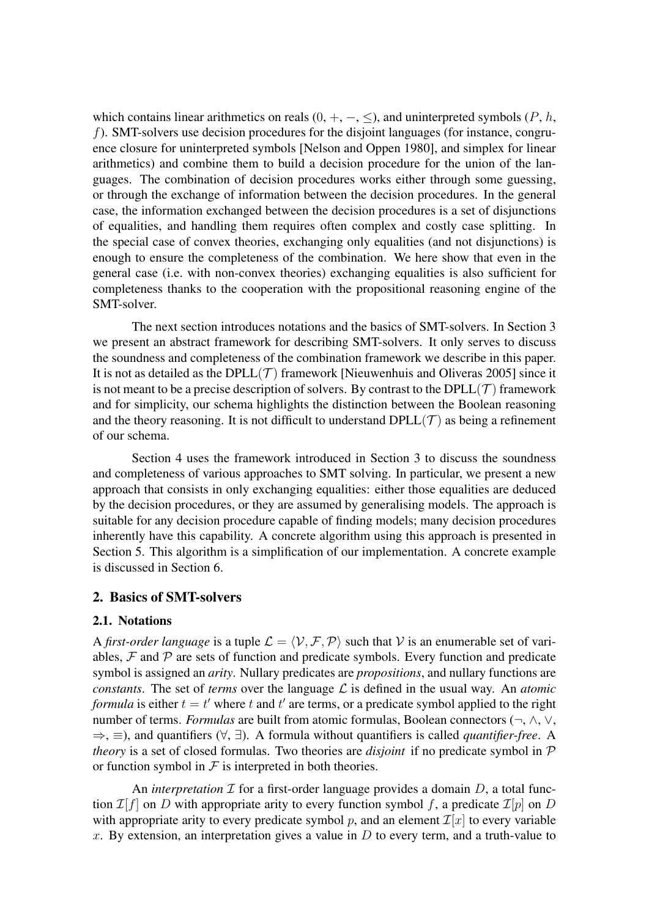which contains linear arithmetics on reals ($0, +, -, \leq$), and uninterpreted symbols ($P$, $h$, $f$). SMT-solvers use decision procedures for the disjoint languages (for instance, congruence closure for uninterpreted symbols [Nelson and Oppen 1980], and simplex for linear arithmetics) and combine them to build a decision procedure for the union of the languages. The combination of decision procedures works either through some guessing, or through the exchange of information between the decision procedures. In the general case, the information exchanged between the decision procedures is a set of disjunctions of equalities, and handling them requires often complex and costly case splitting. In the special case of convex theories, exchanging only equalities (and not disjunctions) is enough to ensure the completeness of the combination. We here show that even in the general case (i.e. with non-convex theories) exchanging equalities is also sufficient for completeness thanks to the cooperation with the propositional reasoning engine of the SMT-solver.

The next section introduces notations and the basics of SMT-solvers. In Section 3 we present an abstract framework for describing SMT-solvers. It only serves to discuss the soundness and completeness of the combination framework we describe in this paper. It is not as detailed as the DPLL($\mathcal{T}$) framework [Nieuwenhuis and Oliveras 2005] since it is not meant to be a precise description of solvers. By contrast to the DPLL($\mathcal{T}$) framework and for simplicity, our schema highlights the distinction between the Boolean reasoning and the theory reasoning. It is not difficult to understand DPLL($\mathcal{T}$) as being a refinement of our schema.

Section 4 uses the framework introduced in Section 3 to discuss the soundness and completeness of various approaches to SMT solving. In particular, we present a new approach that consists in only exchanging equalities: either those equalities are deduced by the decision procedures, or they are assumed by generalising models. The approach is suitable for any decision procedure capable of finding models; many decision procedures inherently have this capability. A concrete algorithm using this approach is presented in Section 5. This algorithm is a simplification of our implementation. A concrete example is discussed in Section 6.

## 2. Basics of SMT-solvers

### 2.1. Notations

A *first-order language* is a tuple $\mathcal{L} = \langle \mathcal{V}, \mathcal{F}, \mathcal{P} \rangle$ such that $\mathcal{V}$ is an enumerable set of variables, $\mathcal{F}$ and $\mathcal{P}$ are sets of function and predicate symbols. Every function and predicate symbol is assigned an *arity*. Nullary predicates are *propositions*, and nullary functions are *constants*. The set of *terms* over the language $\mathcal{L}$ is defined in the usual way. An *atomic formula* is either $t = t'$ where $t$ and $t'$ are terms, or a predicate symbol applied to the right number of terms. *Formulas* are built from atomic formulas, Boolean connectors ($\neg$, $\wedge$, $\vee$, $\Rightarrow$, $\equiv$), and quantifiers ($\forall$, $\exists$). A formula without quantifiers is called *quantifier-free*. A *theory* is a set of closed formulas. Two theories are *disjoint* if no predicate symbol in $\mathcal{P}$ or function symbol in $\mathcal{F}$ is interpreted in both theories.

An *interpretation* $\mathcal{I}$ for a first-order language provides a domain $D$, a total function $\mathcal{I}[f]$ on $D$ with appropriate arity to every function symbol $f$, a predicate $\mathcal{I}[p]$ on $D$ with appropriate arity to every predicate symbol $p$, and an element $\mathcal{I}[x]$ to every variable $x$. By extension, an interpretation gives a value in $D$ to every term, and a truth-value to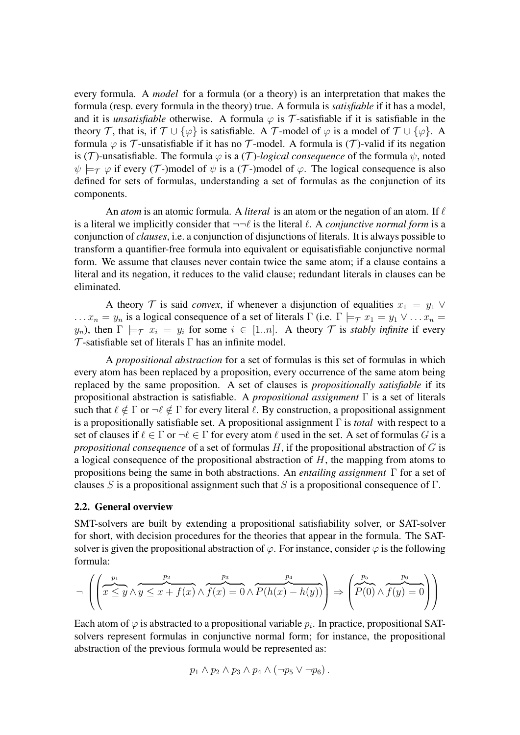every formula. A *model* for a formula (or a theory) is an interpretation that makes the formula (resp. every formula in the theory) true. A formula is *satisfiable* if it has a model, and it is *unsatisfiable* otherwise. A formula $\varphi$ is $\mathcal{T}$-satisfiable if it is satisfiable in the theory $\mathcal{T}$, that is, if $\mathcal{T} \cup \{\varphi\}$ is satisfiable. A $\mathcal{T}$-model of $\varphi$ is a model of $\mathcal{T} \cup \{\varphi\}$. A formula $\varphi$ is $\mathcal{T}$-unsatisfiable if it has no $\mathcal{T}$-model. A formula is ($\mathcal{T}$)-valid if its negation is ($\mathcal{T}$)-unsatisfiable. The formula $\varphi$ is a ($\mathcal{T}$)-*logical consequence* of the formula $\psi$, noted $\psi \models_{\mathcal{T}} \varphi$ if every ($\mathcal{T}$-)model of $\psi$ is a ($\mathcal{T}$-)model of $\varphi$. The logical consequence is also defined for sets of formulas, understanding a set of formulas as the conjunction of its components.

An *atom* is an atomic formula. A *literal* is an atom or the negation of an atom. If $\ell$ is a literal we implicitly consider that $\neg\neg\ell$ is the literal $\ell$. A *conjunctive normal form* is a conjunction of *clauses*, i.e. a conjunction of disjunctions of literals. It is always possible to transform a quantifier-free formula into equivalent or equisatisfiable conjunctive normal form. We assume that clauses never contain twice the same atom; if a clause contains a literal and its negation, it reduces to the valid clause; redundant literals in clauses can be eliminated.

A theory $\mathcal{T}$ is said *convex*, if whenever a disjunction of equalities $x_1 = y_1 \vee \ldots x_n = y_n$ is a logical consequence of a set of literals $\Gamma$ (i.e. $\Gamma \models_{\mathcal{T}} x_1 = y_1 \vee \ldots x_n = y_n$), then $\Gamma \models_{\mathcal{T}} x_i = y_i$ for some $i \in [1..n]$. A theory $\mathcal{T}$ is *stably infinite* if every $\mathcal{T}$-satisfiable set of literals $\Gamma$ has an infinite model.

A *propositional abstraction* for a set of formulas is this set of formulas in which every atom has been replaced by a proposition, every occurrence of the same atom being replaced by the same proposition. A set of clauses is *propositionally satisfiable* if its propositional abstraction is satisfiable. A *propositional assignment* $\Gamma$ is a set of literals such that $\ell \notin \Gamma$ or $\neg\ell \notin \Gamma$ for every literal $\ell$. By construction, a propositional assignment is a propositionally satisfiable set. A propositional assignment $\Gamma$ is *total* with respect to a set of clauses if $\ell \in \Gamma$ or $\neg\ell \in \Gamma$ for every atom $\ell$ used in the set. A set of formulas $G$ is a *propositional consequence* of a set of formulas $H$, if the propositional abstraction of $G$ is a logical consequence of the propositional abstraction of $H$, the mapping from atoms to propositions being the same in both abstractions. An *entailing assignment* $\Gamma$ for a set of clauses $S$ is a propositional assignment such that $S$ is a propositional consequence of $\Gamma$.

### 2.2. General overview

SMT-solvers are built by extending a propositional satisfiability solver, or SAT-solver for short, with decision procedures for the theories that appear in the formula. The SAT-solver is given the propositional abstraction of $\varphi$. For instance, consider $\varphi$ is the following formula:

$$\neg\left(\left(\overbrace{x \leq y}^{p_1} \wedge \overbrace{y \leq x + f(x)}^{p_2} \wedge \overbrace{f(x) = 0}^{p_3} \wedge \overbrace{P(h(x) - h(y))}^{p_4}\right) \Rightarrow \left(\overbrace{P(0)}^{p_5} \wedge \overbrace{f(y) = 0}^{p_6}\right)\right)$$

Each atom of $\varphi$ is abstracted to a propositional variable $p_i$. In practice, propositional SAT-solvers represent formulas in conjunctive normal form; for instance, the propositional abstraction of the previous formula would be represented as:

$$p_1 \wedge p_2 \wedge p_3 \wedge p_4 \wedge (\neg p_5 \vee \neg p_6).$$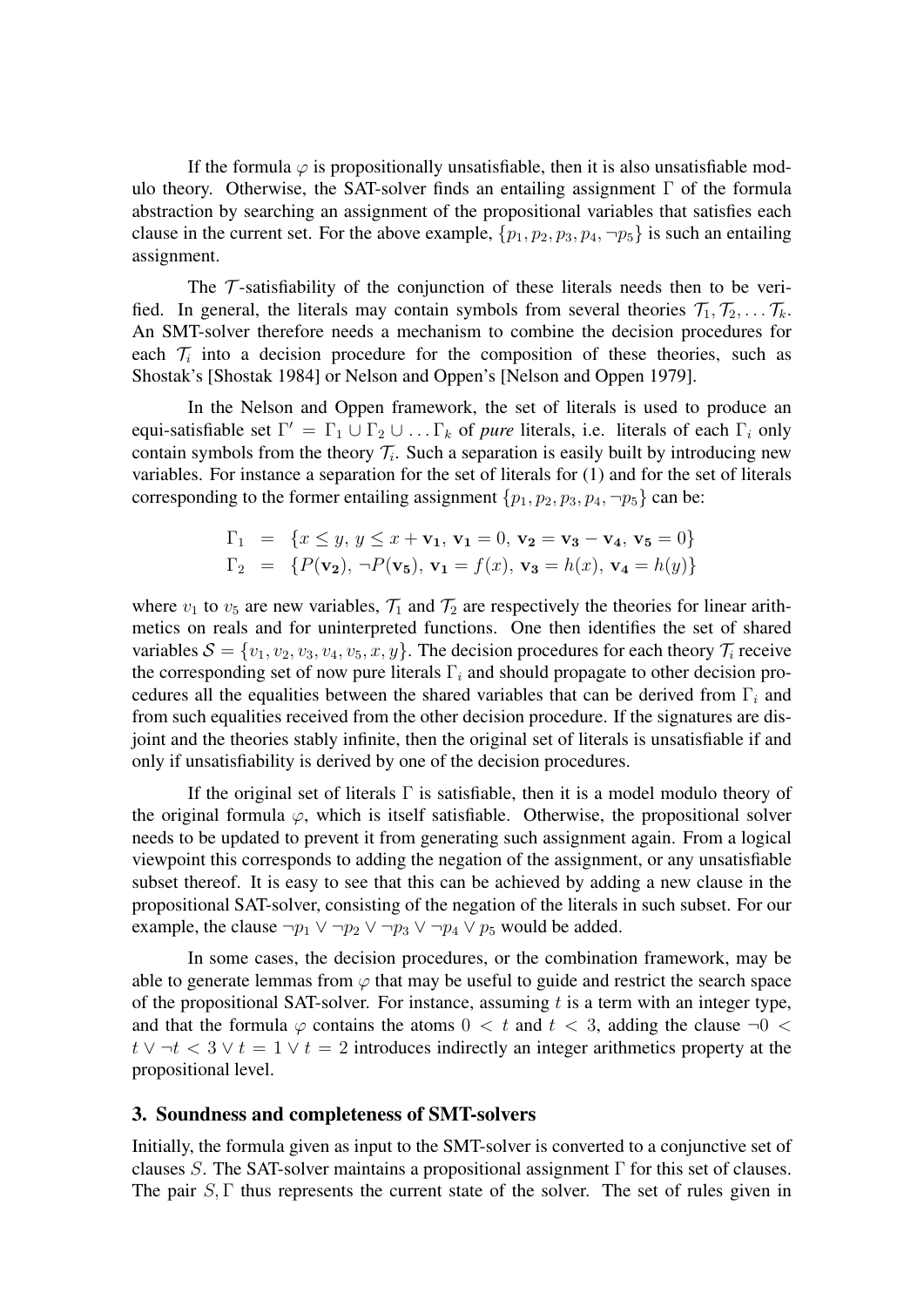If the formula $\varphi$ is propositionally unsatisfiable, then it is also unsatisfiable modulo theory. Otherwise, the SAT-solver finds an entailing assignment $\Gamma$ of the formula abstraction by searching an assignment of the propositional variables that satisfies each clause in the current set. For the above example, $\{p_1, p_2, p_3, p_4, \neg p_5\}$ is such an entailing assignment.

The $\mathcal{T}$-satisfiability of the conjunction of these literals needs then to be verified. In general, the literals may contain symbols from several theories $\mathcal{T}_1, \mathcal{T}_2, \ldots \mathcal{T}_k$. An SMT-solver therefore needs a mechanism to combine the decision procedures for each $\mathcal{T}_i$ into a decision procedure for the composition of these theories, such as Shostak's [Shostak 1984] or Nelson and Oppen's [Nelson and Oppen 1979].

In the Nelson and Oppen framework, the set of literals is used to produce an equi-satisfiable set $\Gamma' = \Gamma_1 \cup \Gamma_2 \cup \ldots \Gamma_k$ of *pure* literals, i.e. literals of each $\Gamma_i$ only contain symbols from the theory $\mathcal{T}_i$. Such a separation is easily built by introducing new variables. For instance a separation for the set of literals for (1) and for the set of literals corresponding to the former entailing assignment $\{p_1, p_2, p_3, p_4, \neg p_5\}$ can be:

$$\Gamma_1 = \{x \leq y,\ y \leq x + \mathbf{v_1},\ \mathbf{v_1} = 0,\ \mathbf{v_2} = \mathbf{v_3} - \mathbf{v_4},\ \mathbf{v_5} = 0\}$$
$$\Gamma_2 = \{P(\mathbf{v_2}),\ \neg P(\mathbf{v_5}),\ \mathbf{v_1} = f(x),\ \mathbf{v_3} = h(x),\ \mathbf{v_4} = h(y)\}$$

where $v_1$ to $v_5$ are new variables, $\mathcal{T}_1$ and $\mathcal{T}_2$ are respectively the theories for linear arithmetics on reals and for uninterpreted functions. One then identifies the set of shared variables $\mathcal{S} = \{v_1, v_2, v_3, v_4, v_5, x, y\}$. The decision procedures for each theory $\mathcal{T}_i$ receive the corresponding set of now pure literals $\Gamma_i$ and should propagate to other decision procedures all the equalities between the shared variables that can be derived from $\Gamma_i$ and from such equalities received from the other decision procedure. If the signatures are disjoint and the theories stably infinite, then the original set of literals is unsatisfiable if and only if unsatisfiability is derived by one of the decision procedures.

If the original set of literals $\Gamma$ is satisfiable, then it is a model modulo theory of the original formula $\varphi$, which is itself satisfiable. Otherwise, the propositional solver needs to be updated to prevent it from generating such assignment again. From a logical viewpoint this corresponds to adding the negation of the assignment, or any unsatisfiable subset thereof. It is easy to see that this can be achieved by adding a new clause in the propositional SAT-solver, consisting of the negation of the literals in such subset. For our example, the clause $\neg p_1 \vee \neg p_2 \vee \neg p_3 \vee \neg p_4 \vee p_5$ would be added.

In some cases, the decision procedures, or the combination framework, may be able to generate lemmas from $\varphi$ that may be useful to guide and restrict the search space of the propositional SAT-solver. For instance, assuming $t$ is a term with an integer type, and that the formula $\varphi$ contains the atoms $0 < t$ and $t < 3$, adding the clause $\neg 0 < t \vee \neg t < 3 \vee t = 1 \vee t = 2$ introduces indirectly an integer arithmetics property at the propositional level.

## 3. Soundness and completeness of SMT-solvers

Initially, the formula given as input to the SMT-solver is converted to a conjunctive set of clauses $S$. The SAT-solver maintains a propositional assignment $\Gamma$ for this set of clauses. The pair $S, \Gamma$ thus represents the current state of the solver. The set of rules given in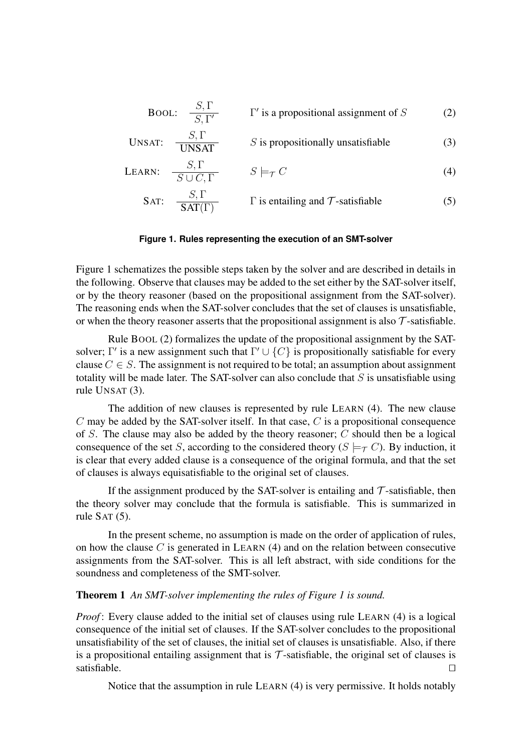$$\text{BOOL:} \quad \frac{S, \Gamma}{S, \Gamma'} \qquad \Gamma' \text{ is a propositional assignment of } S \tag{2}$$

$$\text{UNSAT:} \quad \frac{S, \Gamma}{\text{UNSAT}} \qquad S \text{ is propositionally unsatisfiable} \tag{3}$$

$$\text{LEARN:} \quad \frac{S, \Gamma}{S \cup C, \Gamma} \qquad S \models_{\mathcal{T}} C \tag{4}$$

$$\text{SAT:} \quad \frac{S, \Gamma}{\text{SAT}(\Gamma)} \qquad \Gamma \text{ is entailing and } \mathcal{T}\text{-satisfiable} \tag{5}$$

**Figure 1. Rules representing the execution of an SMT-solver**

Figure 1 schematizes the possible steps taken by the solver and are described in details in the following. Observe that clauses may be added to the set either by the SAT-solver itself, or by the theory reasoner (based on the propositional assignment from the SAT-solver). The reasoning ends when the SAT-solver concludes that the set of clauses is unsatisfiable, or when the theory reasoner asserts that the propositional assignment is also $\mathcal{T}$-satisfiable.

Rule BOOL (2) formalizes the update of the propositional assignment by the SAT-solver; $\Gamma'$ is a new assignment such that $\Gamma' \cup \{C\}$ is propositionally satisfiable for every clause $C \in S$. The assignment is not required to be total; an assumption about assignment totality will be made later. The SAT-solver can also conclude that $S$ is unsatisfiable using rule UNSAT (3).

The addition of new clauses is represented by rule LEARN (4). The new clause $C$ may be added by the SAT-solver itself. In that case, $C$ is a propositional consequence of $S$. The clause may also be added by the theory reasoner; $C$ should then be a logical consequence of the set $S$, according to the considered theory ($S \models_{\mathcal{T}} C$). By induction, it is clear that every added clause is a consequence of the original formula, and that the set of clauses is always equisatisfiable to the original set of clauses.

If the assignment produced by the SAT-solver is entailing and $\mathcal{T}$-satisfiable, then the theory solver may conclude that the formula is satisfiable. This is summarized in rule SAT (5).

In the present scheme, no assumption is made on the order of application of rules, on how the clause $C$ is generated in LEARN (4) and on the relation between consecutive assignments from the SAT-solver. This is all left abstract, with side conditions for the soundness and completeness of the SMT-solver.

**Theorem 1** *An SMT-solver implementing the rules of Figure 1 is sound.*

*Proof*: Every clause added to the initial set of clauses using rule LEARN (4) is a logical consequence of the initial set of clauses. If the SAT-solver concludes to the propositional unsatisfiability of the set of clauses, the initial set of clauses is unsatisfiable. Also, if there is a propositional entailing assignment that is $\mathcal{T}$-satisfiable, the original set of clauses is satisfiable. □

Notice that the assumption in rule LEARN (4) is very permissive. It holds notably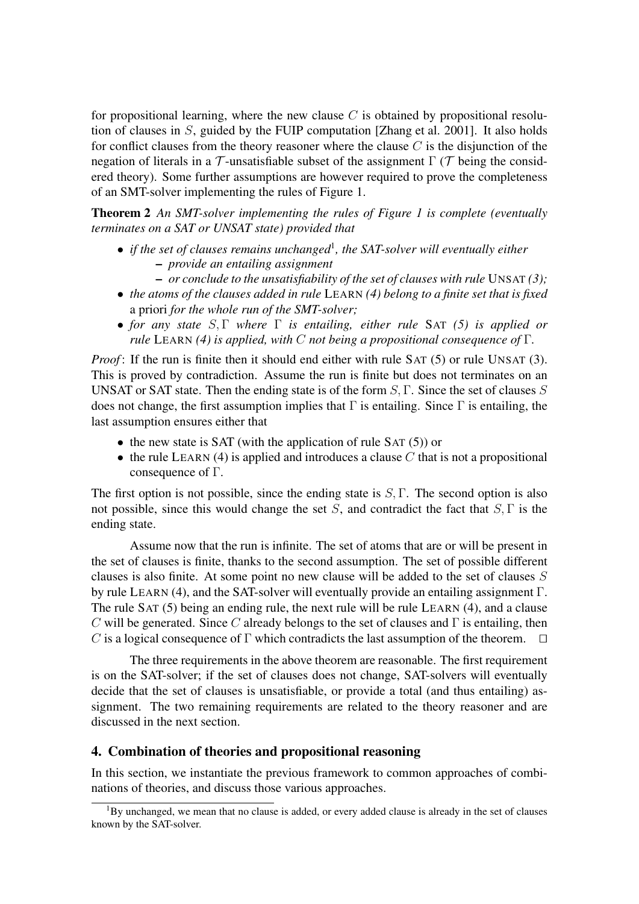for propositional learning, where the new clause $C$ is obtained by propositional resolution of clauses in $S$, guided by the FUIP computation [Zhang et al. 2001]. It also holds for conflict clauses from the theory reasoner where the clause $C$ is the disjunction of the negation of literals in a $\mathcal{T}$-unsatisfiable subset of the assignment $\Gamma$ ($\mathcal{T}$ being the considered theory). Some further assumptions are however required to prove the completeness of an SMT-solver implementing the rules of Figure 1.

**Theorem 2** *An SMT-solver implementing the rules of Figure 1 is complete (eventually terminates on a SAT or UNSAT state) provided that*

- *if the set of clauses remains unchanged*[1]*, the SAT-solver will eventually either*
  - *provide an entailing assignment*
  - *or conclude to the unsatisfiability of the set of clauses with rule* UNSAT *(3);*
- *the atoms of the clauses added in rule* LEARN *(4) belong to a finite set that is fixed* a priori *for the whole run of the SMT-solver;*
- *for any state $S, \Gamma$ where $\Gamma$ is entailing, either rule* SAT *(5) is applied or rule* LEARN *(4) is applied, with $C$ not being a propositional consequence of $\Gamma$.*

*Proof*: If the run is finite then it should end either with rule SAT (5) or rule UNSAT (3). This is proved by contradiction. Assume the run is finite but does not terminates on an UNSAT or SAT state. Then the ending state is of the form $S, \Gamma$. Since the set of clauses $S$ does not change, the first assumption implies that $\Gamma$ is entailing. Since $\Gamma$ is entailing, the last assumption ensures either that

- the new state is SAT (with the application of rule SAT (5)) or
- the rule LEARN (4) is applied and introduces a clause $C$ that is not a propositional consequence of $\Gamma$.

The first option is not possible, since the ending state is $S, \Gamma$. The second option is also not possible, since this would change the set $S$, and contradict the fact that $S, \Gamma$ is the ending state.

Assume now that the run is infinite. The set of atoms that are or will be present in the set of clauses is finite, thanks to the second assumption. The set of possible different clauses is also finite. At some point no new clause will be added to the set of clauses $S$ by rule LEARN (4), and the SAT-solver will eventually provide an entailing assignment $\Gamma$. The rule SAT (5) being an ending rule, the next rule will be rule LEARN (4), and a clause $C$ will be generated. Since $C$ already belongs to the set of clauses and $\Gamma$ is entailing, then $C$ is a logical consequence of $\Gamma$ which contradicts the last assumption of the theorem. $\square$

The three requirements in the above theorem are reasonable. The first requirement is on the SAT-solver; if the set of clauses does not change, SAT-solvers will eventually decide that the set of clauses is unsatisfiable, or provide a total (and thus entailing) assignment. The two remaining requirements are related to the theory reasoner and are discussed in the next section.

## 4. Combination of theories and propositional reasoning

In this section, we instantiate the previous framework to common approaches of combinations of theories, and discuss those various approaches.

[1] By unchanged, we mean that no clause is added, or every added clause is already in the set of clauses known by the SAT-solver.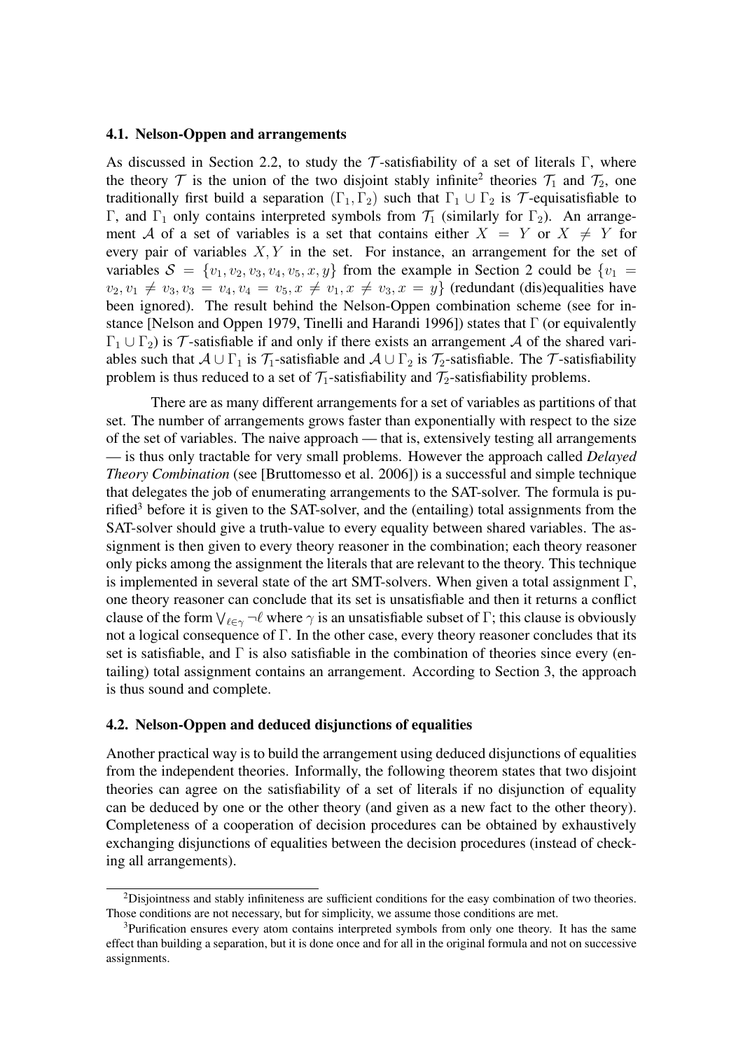### 4.1. Nelson-Oppen and arrangements

As discussed in Section 2.2, to study the $\mathcal{T}$-satisfiability of a set of literals $\Gamma$, where the theory $\mathcal{T}$ is the union of the two disjoint stably infinite[2] theories $\mathcal{T}_1$ and $\mathcal{T}_2$, one traditionally first build a separation $(\Gamma_1, \Gamma_2)$ such that $\Gamma_1 \cup \Gamma_2$ is $\mathcal{T}$-equisatisfiable to $\Gamma$, and $\Gamma_1$ only contains interpreted symbols from $\mathcal{T}_1$ (similarly for $\Gamma_2$). An arrangement $\mathcal{A}$ of a set of variables is a set that contains either $X = Y$ or $X \neq Y$ for every pair of variables $X, Y$ in the set. For instance, an arrangement for the set of variables $\mathcal{S} = \{v_1, v_2, v_3, v_4, v_5, x, y\}$ from the example in Section 2 could be $\{v_1 = v_2, v_1 \neq v_3, v_3 = v_4, v_4 = v_5, x \neq v_1, x \neq v_3, x = y\}$ (redundant (dis)equalities have been ignored). The result behind the Nelson-Oppen combination scheme (see for instance [Nelson and Oppen 1979, Tinelli and Harandi 1996]) states that $\Gamma$ (or equivalently $\Gamma_1 \cup \Gamma_2$) is $\mathcal{T}$-satisfiable if and only if there exists an arrangement $\mathcal{A}$ of the shared variables such that $\mathcal{A} \cup \Gamma_1$ is $\mathcal{T}_1$-satisfiable and $\mathcal{A} \cup \Gamma_2$ is $\mathcal{T}_2$-satisfiable. The $\mathcal{T}$-satisfiability problem is thus reduced to a set of $\mathcal{T}_1$-satisfiability and $\mathcal{T}_2$-satisfiability problems.

There are as many different arrangements for a set of variables as partitions of that set. The number of arrangements grows faster than exponentially with respect to the size of the set of variables. The naive approach — that is, extensively testing all arrangements — is thus only tractable for very small problems. However the approach called *Delayed Theory Combination* (see [Bruttomesso et al. 2006]) is a successful and simple technique that delegates the job of enumerating arrangements to the SAT-solver. The formula is purified[3] before it is given to the SAT-solver, and the (entailing) total assignments from the SAT-solver should give a truth-value to every equality between shared variables. The assignment is then given to every theory reasoner in the combination; each theory reasoner only picks among the assignment the literals that are relevant to the theory. This technique is implemented in several state of the art SMT-solvers. When given a total assignment $\Gamma$, one theory reasoner can conclude that its set is unsatisfiable and then it returns a conflict clause of the form $\bigvee_{\ell \in \gamma} \neg \ell$ where $\gamma$ is an unsatisfiable subset of $\Gamma$; this clause is obviously not a logical consequence of $\Gamma$. In the other case, every theory reasoner concludes that its set is satisfiable, and $\Gamma$ is also satisfiable in the combination of theories since every (entailing) total assignment contains an arrangement. According to Section 3, the approach is thus sound and complete.

### 4.2. Nelson-Oppen and deduced disjunctions of equalities

Another practical way is to build the arrangement using deduced disjunctions of equalities from the independent theories. Informally, the following theorem states that two disjoint theories can agree on the satisfiability of a set of literals if no disjunction of equality can be deduced by one or the other theory (and given as a new fact to the other theory). Completeness of a cooperation of decision procedures can be obtained by exhaustively exchanging disjunctions of equalities between the decision procedures (instead of checking all arrangements).

[2]Disjointness and stably infiniteness are sufficient conditions for the easy combination of two theories. Those conditions are not necessary, but for simplicity, we assume those conditions are met.

[3]Purification ensures every atom contains interpreted symbols from only one theory. It has the same effect than building a separation, but it is done once and for all in the original formula and not on successive assignments.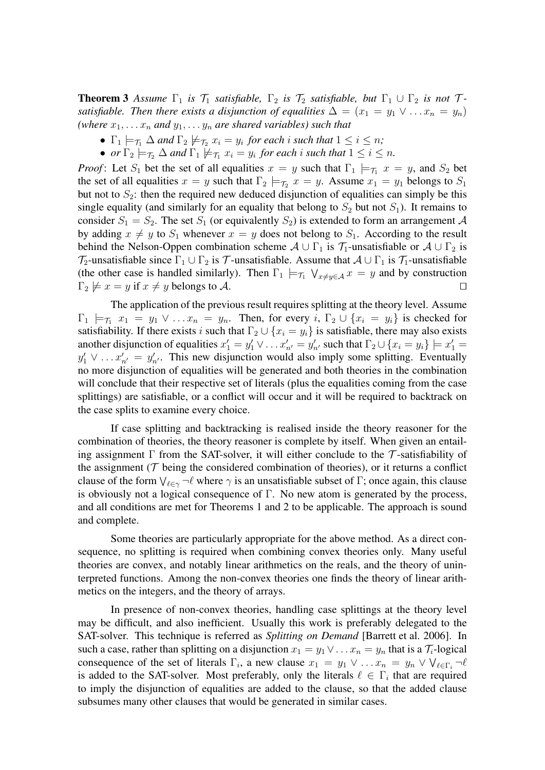**Theorem 3** *Assume $\Gamma_1$ is $\mathcal{T}_1$ satisfiable, $\Gamma_2$ is $\mathcal{T}_2$ satisfiable, but $\Gamma_1 \cup \Gamma_2$ is not $\mathcal{T}$-satisfiable. Then there exists a disjunction of equalities $\Delta = (x_1 = y_1 \vee \ldots x_n = y_n)$ (where $x_1, \ldots x_n$ and $y_1, \ldots y_n$ are shared variables) such that*

- *$\Gamma_1 \models_{\mathcal{T}_1} \Delta$ and $\Gamma_2 \not\models_{\mathcal{T}_2} x_i = y_i$ for each $i$ such that $1 \leq i \leq n$;*
- *or $\Gamma_2 \models_{\mathcal{T}_2} \Delta$ and $\Gamma_1 \not\models_{\mathcal{T}_1} x_i = y_i$ for each $i$ such that $1 \leq i \leq n$.*

*Proof*: Let $S_1$ bet the set of all equalities $x = y$ such that $\Gamma_1 \models_{\mathcal{T}_1} x = y$, and $S_2$ bet the set of all equalities $x = y$ such that $\Gamma_2 \models_{\mathcal{T}_2} x = y$. Assume $x_1 = y_1$ belongs to $S_1$ but not to $S_2$: then the required new deduced disjunction of equalities can simply be this single equality (and similarly for an equality that belong to $S_2$ but not $S_1$). It remains to consider $S_1 = S_2$. The set $S_1$ (or equivalently $S_2$) is extended to form an arrangement $\mathcal{A}$ by adding $x \neq y$ to $S_1$ whenever $x = y$ does not belong to $S_1$. According to the result behind the Nelson-Oppen combination scheme $\mathcal{A} \cup \Gamma_1$ is $\mathcal{T}_1$-unsatisfiable or $\mathcal{A} \cup \Gamma_2$ is $\mathcal{T}_2$-unsatisfiable since $\Gamma_1 \cup \Gamma_2$ is $\mathcal{T}$-unsatisfiable. Assume that $\mathcal{A} \cup \Gamma_1$ is $\mathcal{T}_1$-unsatisfiable (the other case is handled similarly). Then $\Gamma_1 \models_{\mathcal{T}_1} \bigvee_{x \neq y \in \mathcal{A}} x = y$ and by construction $\Gamma_2 \not\models x = y$ if $x \neq y$ belongs to $\mathcal{A}$. $\square$

The application of the previous result requires splitting at the theory level. Assume $\Gamma_1 \models_{\mathcal{T}_1} x_1 = y_1 \vee \ldots x_n = y_n$. Then, for every $i$, $\Gamma_2 \cup \{x_i = y_i\}$ is checked for satisfiability. If there exists $i$ such that $\Gamma_2 \cup \{x_i = y_i\}$ is satisfiable, there may also exists another disjunction of equalities $x'_1 = y'_1 \vee \ldots x'_{n'} = y'_{n'}$ such that $\Gamma_2 \cup \{x_i = y_i\} \models x'_1 = y'_1 \vee \ldots x'_{n'} = y'_{n'}$. This new disjunction would also imply some splitting. Eventually no more disjunction of equalities will be generated and both theories in the combination will conclude that their respective set of literals (plus the equalities coming from the case splittings) are satisfiable, or a conflict will occur and it will be required to backtrack on the case splits to examine every choice.

If case splitting and backtracking is realised inside the theory reasoner for the combination of theories, the theory reasoner is complete by itself. When given an entailing assignment $\Gamma$ from the SAT-solver, it will either conclude to the $\mathcal{T}$-satisfiability of the assignment ($\mathcal{T}$ being the considered combination of theories), or it returns a conflict clause of the form $\bigvee_{\ell \in \gamma} \neg \ell$ where $\gamma$ is an unsatisfiable subset of $\Gamma$; once again, this clause is obviously not a logical consequence of $\Gamma$. No new atom is generated by the process, and all conditions are met for Theorems 1 and 2 to be applicable. The approach is sound and complete.

Some theories are particularly appropriate for the above method. As a direct consequence, no splitting is required when combining convex theories only. Many useful theories are convex, and notably linear arithmetics on the reals, and the theory of uninterpreted functions. Among the non-convex theories one finds the theory of linear arithmetics on the integers, and the theory of arrays.

In presence of non-convex theories, handling case splittings at the theory level may be difficult, and also inefficient. Usually this work is preferably delegated to the SAT-solver. This technique is referred as *Splitting on Demand* [Barrett et al. 2006]. In such a case, rather than splitting on a disjunction $x_1 = y_1 \vee \ldots x_n = y_n$ that is a $\mathcal{T}_i$-logical consequence of the set of literals $\Gamma_i$, a new clause $x_1 = y_1 \vee \ldots x_n = y_n \vee \bigvee_{\ell \in \Gamma_i} \neg \ell$ is added to the SAT-solver. Most preferably, only the literals $\ell \in \Gamma_i$ that are required to imply the disjunction of equalities are added to the clause, so that the added clause subsumes many other clauses that would be generated in similar cases.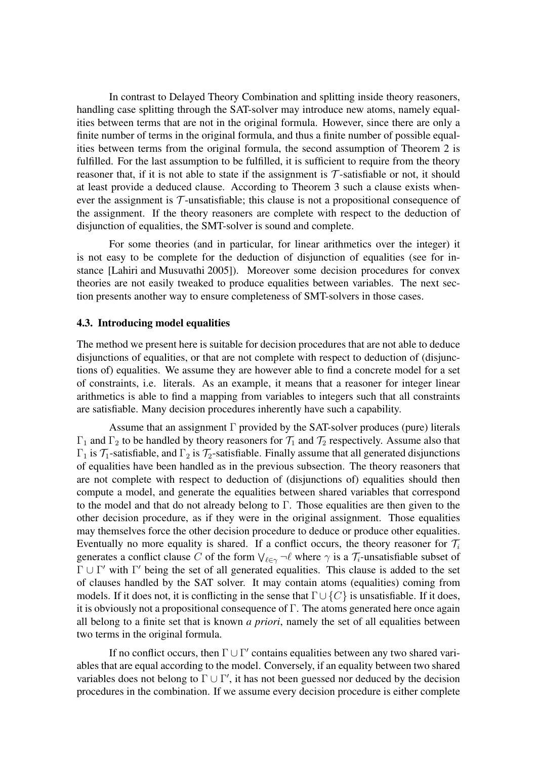In contrast to Delayed Theory Combination and splitting inside theory reasoners, handling case splitting through the SAT-solver may introduce new atoms, namely equalities between terms that are not in the original formula. However, since there are only a finite number of terms in the original formula, and thus a finite number of possible equalities between terms from the original formula, the second assumption of Theorem 2 is fulfilled. For the last assumption to be fulfilled, it is sufficient to require from the theory reasoner that, if it is not able to state if the assignment is $\mathcal{T}$-satisfiable or not, it should at least provide a deduced clause. According to Theorem 3 such a clause exists whenever the assignment is $\mathcal{T}$-unsatisfiable; this clause is not a propositional consequence of the assignment. If the theory reasoners are complete with respect to the deduction of disjunction of equalities, the SMT-solver is sound and complete.

For some theories (and in particular, for linear arithmetics over the integer) it is not easy to be complete for the deduction of disjunction of equalities (see for instance [Lahiri and Musuvathi 2005]). Moreover some decision procedures for convex theories are not easily tweaked to produce equalities between variables. The next section presents another way to ensure completeness of SMT-solvers in those cases.

### 4.3. Introducing model equalities

The method we present here is suitable for decision procedures that are not able to deduce disjunctions of equalities, or that are not complete with respect to deduction of (disjunctions of) equalities. We assume they are however able to find a concrete model for a set of constraints, i.e. literals. As an example, it means that a reasoner for integer linear arithmetics is able to find a mapping from variables to integers such that all constraints are satisfiable. Many decision procedures inherently have such a capability.

Assume that an assignment $\Gamma$ provided by the SAT-solver produces (pure) literals $\Gamma_1$ and $\Gamma_2$ to be handled by theory reasoners for $\mathcal{T}_1$ and $\mathcal{T}_2$ respectively. Assume also that $\Gamma_1$ is $\mathcal{T}_1$-satisfiable, and $\Gamma_2$ is $\mathcal{T}_2$-satisfiable. Finally assume that all generated disjunctions of equalities have been handled as in the previous subsection. The theory reasoners that are not complete with respect to deduction of (disjunctions of) equalities should then compute a model, and generate the equalities between shared variables that correspond to the model and that do not already belong to $\Gamma$. Those equalities are then given to the other decision procedure, as if they were in the original assignment. Those equalities may themselves force the other decision procedure to deduce or produce other equalities. Eventually no more equality is shared. If a conflict occurs, the theory reasoner for $\mathcal{T}_i$ generates a conflict clause $C$ of the form $\bigvee_{\ell\in\gamma} \neg\ell$ where $\gamma$ is a $\mathcal{T}_i$-unsatisfiable subset of $\Gamma \cup \Gamma'$ with $\Gamma'$ being the set of all generated equalities. This clause is added to the set of clauses handled by the SAT solver. It may contain atoms (equalities) coming from models. If it does not, it is conflicting in the sense that $\Gamma \cup \{C\}$ is unsatisfiable. If it does, it is obviously not a propositional consequence of $\Gamma$. The atoms generated here once again all belong to a finite set that is known *a priori*, namely the set of all equalities between two terms in the original formula.

If no conflict occurs, then $\Gamma \cup \Gamma'$ contains equalities between any two shared variables that are equal according to the model. Conversely, if an equality between two shared variables does not belong to $\Gamma \cup \Gamma'$, it has not been guessed nor deduced by the decision procedures in the combination. If we assume every decision procedure is either complete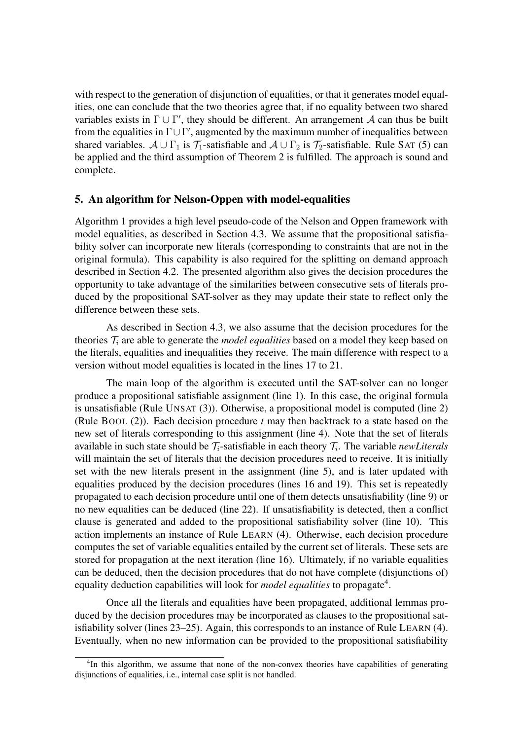with respect to the generation of disjunction of equalities, or that it generates model equalities, one can conclude that the two theories agree that, if no equality between two shared variables exists in $\Gamma \cup \Gamma'$, they should be different. An arrangement $\mathcal{A}$ can thus be built from the equalities in $\Gamma \cup \Gamma'$, augmented by the maximum number of inequalities between shared variables. $\mathcal{A} \cup \Gamma_1$ is $\mathcal{T}_1$-satisfiable and $\mathcal{A} \cup \Gamma_2$ is $\mathcal{T}_2$-satisfiable. Rule SAT (5) can be applied and the third assumption of Theorem 2 is fulfilled. The approach is sound and complete.

## 5. An algorithm for Nelson-Oppen with model-equalities

Algorithm 1 provides a high level pseudo-code of the Nelson and Oppen framework with model equalities, as described in Section 4.3. We assume that the propositional satisfiability solver can incorporate new literals (corresponding to constraints that are not in the original formula). This capability is also required for the splitting on demand approach described in Section 4.2. The presented algorithm also gives the decision procedures the opportunity to take advantage of the similarities between consecutive sets of literals produced by the propositional SAT-solver as they may update their state to reflect only the difference between these sets.

As described in Section 4.3, we also assume that the decision procedures for the theories $\mathcal{T}_i$ are able to generate the *model equalities* based on a model they keep based on the literals, equalities and inequalities they receive. The main difference with respect to a version without model equalities is located in the lines 17 to 21.

The main loop of the algorithm is executed until the SAT-solver can no longer produce a propositional satisfiable assignment (line 1). In this case, the original formula is unsatisfiable (Rule UNSAT (3)). Otherwise, a propositional model is computed (line 2) (Rule BOOL (2)). Each decision procedure $t$ may then backtrack to a state based on the new set of literals corresponding to this assignment (line 4). Note that the set of literals available in such state should be $\mathcal{T}_i$-satisfiable in each theory $\mathcal{T}_i$. The variable *newLiterals* will maintain the set of literals that the decision procedures need to receive. It is initially set with the new literals present in the assignment (line 5), and is later updated with equalities produced by the decision procedures (lines 16 and 19). This set is repeatedly propagated to each decision procedure until one of them detects unsatisfiability (line 9) or no new equalities can be deduced (line 22). If unsatisfiability is detected, then a conflict clause is generated and added to the propositional satisfiability solver (line 10). This action implements an instance of Rule LEARN (4). Otherwise, each decision procedure computes the set of variable equalities entailed by the current set of literals. These sets are stored for propagation at the next iteration (line 16). Ultimately, if no variable equalities can be deduced, then the decision procedures that do not have complete (disjunctions of) equality deduction capabilities will look for *model equalities* to propagate[4].

Once all the literals and equalities have been propagated, additional lemmas produced by the decision procedures may be incorporated as clauses to the propositional satisfiability solver (lines 23–25). Again, this corresponds to an instance of Rule LEARN (4). Eventually, when no new information can be provided to the propositional satisfiability

[4] In this algorithm, we assume that none of the non-convex theories have capabilities of generating disjunctions of equalities, i.e., internal case split is not handled.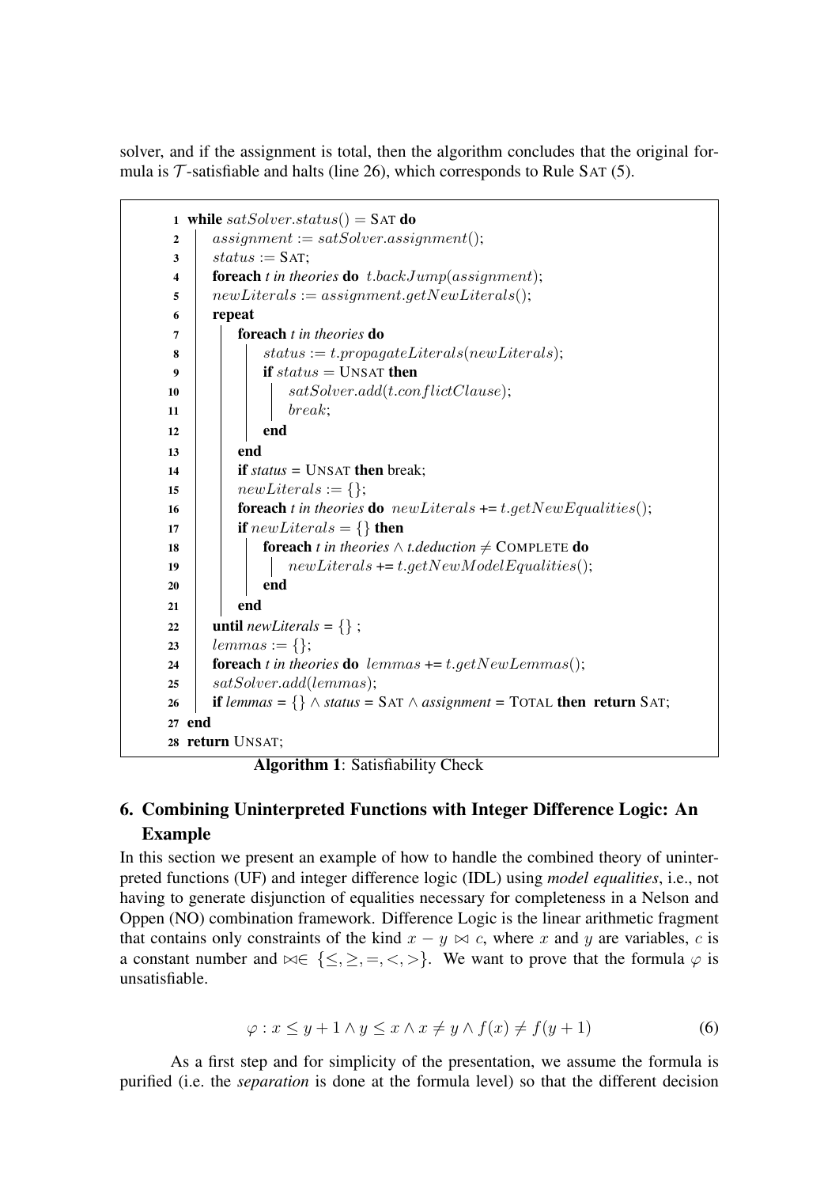solver, and if the assignment is total, then the algorithm concludes that the original formula is $\mathcal{T}$-satisfiable and halts (line 26), which corresponds to Rule SAT (5).

```
 1  while satSolver.status() = SAT do
 2  |   assignment := satSolver.assignment();
 3  |   status := SAT;
 4  |   foreach t in theories do t.backJump(assignment);
 5  |   newLiterals := assignment.getNewLiterals();
 6  |   repeat
 7  |   |   foreach t in theories do
 8  |   |   |   status := t.propagateLiterals(newLiterals);
 9  |   |   |   if status = UNSAT then
10  |   |   |   |   satSolver.add(t.conflictClause);
11  |   |   |   |   break;
12  |   |   |   end
13  |   |   end
14  |   |   if status = UNSAT then break;
15  |   |   newLiterals := {};
16  |   |   foreach t in theories do newLiterals += t.getNewEqualities();
17  |   |   if newLiterals = {} then
18  |   |   |   foreach t in theories ∧ t.deduction ≠ COMPLETE do
19  |   |   |   |   newLiterals += t.getNewModelEqualities();
20  |   |   |   end
21  |   |   end
22  |   until newLiterals = {} ;
23  |   lemmas := {};
24  |   foreach t in theories do lemmas += t.getNewLemmas();
25  |   satSolver.add(lemmas);
26  |   if lemmas = {} ∧ status = SAT ∧ assignment = TOTAL then return SAT;
27  end
28  return UNSAT;
```

**Algorithm 1**: Satisfiability Check

## 6. Combining Uninterpreted Functions with Integer Difference Logic: An Example

In this section we present an example of how to handle the combined theory of uninterpreted functions (UF) and integer difference logic (IDL) using *model equalities*, i.e., not having to generate disjunction of equalities necessary for completeness in a Nelson and Oppen (NO) combination framework. Difference Logic is the linear arithmetic fragment that contains only constraints of the kind $x - y \bowtie c$, where $x$ and $y$ are variables, $c$ is a constant number and $\bowtie \in \{\leq, \geq, =, <, >\}$. We want to prove that the formula $\varphi$ is unsatisfiable.

$$\varphi : x \leq y + 1 \wedge y \leq x \wedge x \neq y \wedge f(x) \neq f(y + 1) \tag{6}$$

As a first step and for simplicity of the presentation, we assume the formula is purified (i.e. the *separation* is done at the formula level) so that the different decision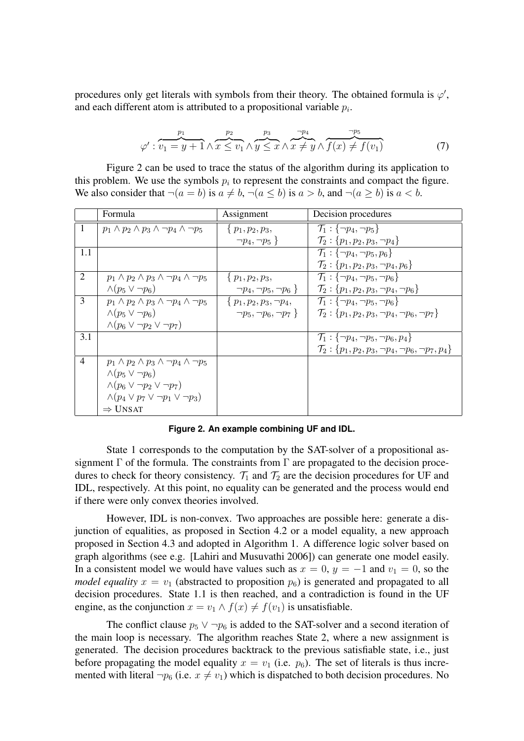procedures only get literals with symbols from their theory. The obtained formula is $\varphi'$, and each different atom is attributed to a propositional variable $p_i$.

$$\varphi' : \overbrace{v_1 = y + 1}^{p_1} \wedge \overbrace{x \leq v_1}^{p_2} \wedge \overbrace{y \leq x}^{p_3} \wedge \overbrace{x \neq y}^{\neg p_4} \wedge \overbrace{f(x) \neq f(v_1)}^{\neg p_5} \tag{7}$$

Figure 2 can be used to trace the status of the algorithm during its application to this problem. We use the symbols $p_i$ to represent the constraints and compact the figure. We also consider that $\neg(a = b)$ is $a \neq b$, $\neg(a \leq b)$ is $a > b$, and $\neg(a \geq b)$ is $a < b$.

| | Formula | Assignment | Decision procedures |
|---|---|---|---|
| 1 | $p_1 \wedge p_2 \wedge p_3 \wedge \neg p_4 \wedge \neg p_5$ | $\{ p_1, p_2, p_3, \neg p_4, \neg p_5 \}$ | $\mathcal{T}_1 : \{\neg p_4, \neg p_5\}$ <br> $\mathcal{T}_2 : \{p_1, p_2, p_3, \neg p_4\}$ |
| 1.1 | | | $\mathcal{T}_1 : \{\neg p_4, \neg p_5, p_6\}$ <br> $\mathcal{T}_2 : \{p_1, p_2, p_3, \neg p_4, p_6\}$ |
| 2 | $p_1 \wedge p_2 \wedge p_3 \wedge \neg p_4 \wedge \neg p_5$ <br> $\wedge (p_5 \vee \neg p_6)$ | $\{ p_1, p_2, p_3, \neg p_4, \neg p_5, \neg p_6 \}$ | $\mathcal{T}_1 : \{\neg p_4, \neg p_5, \neg p_6\}$ <br> $\mathcal{T}_2 : \{p_1, p_2, p_3, \neg p_4, \neg p_6\}$ |
| 3 | $p_1 \wedge p_2 \wedge p_3 \wedge \neg p_4 \wedge \neg p_5$ <br> $\wedge (p_5 \vee \neg p_6)$ <br> $\wedge (p_6 \vee \neg p_2 \vee \neg p_7)$ | $\{ p_1, p_2, p_3, \neg p_4, \neg p_5, \neg p_6, \neg p_7 \}$ | $\mathcal{T}_1 : \{\neg p_4, \neg p_5, \neg p_6\}$ <br> $\mathcal{T}_2 : \{p_1, p_2, p_3, \neg p_4, \neg p_6, \neg p_7\}$ |
| 3.1 | | | $\mathcal{T}_1 : \{\neg p_4, \neg p_5, \neg p_6, p_4\}$ <br> $\mathcal{T}_2 : \{p_1, p_2, p_3, \neg p_4, \neg p_6, \neg p_7, p_4\}$ |
| 4 | $p_1 \wedge p_2 \wedge p_3 \wedge \neg p_4 \wedge \neg p_5$ <br> $\wedge (p_5 \vee \neg p_6)$ <br> $\wedge (p_6 \vee \neg p_2 \vee \neg p_7)$ <br> $\wedge (p_4 \vee p_7 \vee \neg p_1 \vee \neg p_3)$ <br> $\Rightarrow$ UNSAT | | |

**Figure 2. An example combining UF and IDL.**

State 1 corresponds to the computation by the SAT-solver of a propositional assignment $\Gamma$ of the formula. The constraints from $\Gamma$ are propagated to the decision procedures to check for theory consistency. $\mathcal{T}_1$ and $\mathcal{T}_2$ are the decision procedures for UF and IDL, respectively. At this point, no equality can be generated and the process would end if there were only convex theories involved.

However, IDL is non-convex. Two approaches are possible here: generate a disjunction of equalities, as proposed in Section 4.2 or a model equality, a new approach proposed in Section 4.3 and adopted in Algorithm 1. A difference logic solver based on graph algorithms (see e.g. [Lahiri and Musuvathi 2006]) can generate one model easily. In a consistent model we would have values such as $x = 0$, $y = -1$ and $v_1 = 0$, so the *model equality* $x = v_1$ (abstracted to proposition $p_6$) is generated and propagated to all decision procedures. State 1.1 is then reached, and a contradiction is found in the UF engine, as the conjunction $x = v_1 \wedge f(x) \neq f(v_1)$ is unsatisfiable.

The conflict clause $p_5 \vee \neg p_6$ is added to the SAT-solver and a second iteration of the main loop is necessary. The algorithm reaches State 2, where a new assignment is generated. The decision procedures backtrack to the previous satisfiable state, i.e., just before propagating the model equality $x = v_1$ (i.e. $p_6$). The set of literals is thus incremented with literal $\neg p_6$ (i.e. $x \neq v_1$) which is dispatched to both decision procedures. No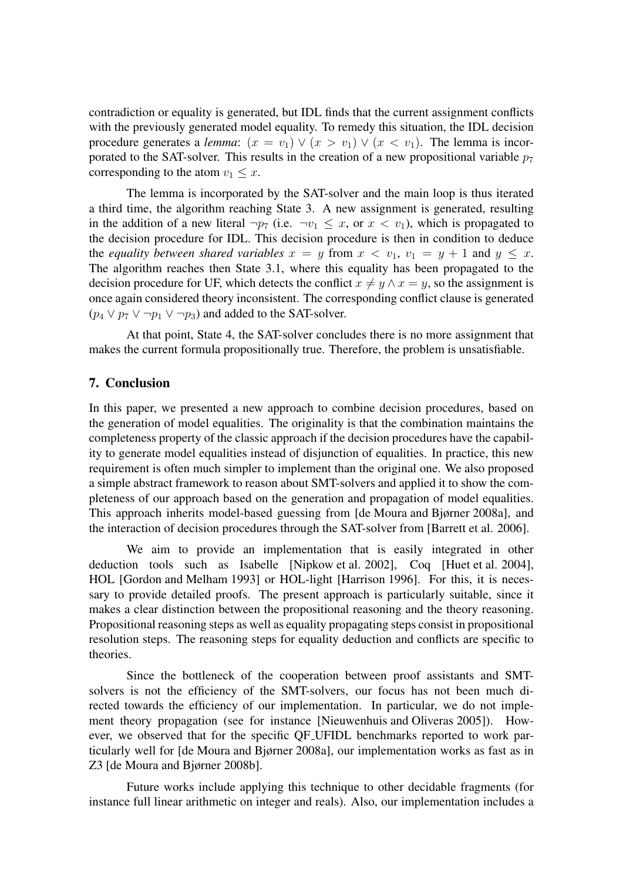contradiction or equality is generated, but IDL finds that the current assignment conflicts with the previously generated model equality. To remedy this situation, the IDL decision procedure generates a *lemma*: $(x = v_1) \vee (x > v_1) \vee (x < v_1)$. The lemma is incorporated to the SAT-solver. This results in the creation of a new propositional variable $p_7$ corresponding to the atom $v_1 \leq x$.

The lemma is incorporated by the SAT-solver and the main loop is thus iterated a third time, the algorithm reaching State 3. A new assignment is generated, resulting in the addition of a new literal $\neg p_7$ (i.e. $\neg v_1 \leq x$, or $x < v_1$), which is propagated to the decision procedure for IDL. This decision procedure is then in condition to deduce the *equality between shared variables* $x = y$ from $x < v_1$, $v_1 = y + 1$ and $y \leq x$. The algorithm reaches then State 3.1, where this equality has been propagated to the decision procedure for UF, which detects the conflict $x \neq y \wedge x = y$, so the assignment is once again considered theory inconsistent. The corresponding conflict clause is generated $(p_4 \vee p_7 \vee \neg p_1 \vee \neg p_3)$ and added to the SAT-solver.

At that point, State 4, the SAT-solver concludes there is no more assignment that makes the current formula propositionally true. Therefore, the problem is unsatisfiable.

## 7. Conclusion

In this paper, we presented a new approach to combine decision procedures, based on the generation of model equalities. The originality is that the combination maintains the completeness property of the classic approach if the decision procedures have the capability to generate model equalities instead of disjunction of equalities. In practice, this new requirement is often much simpler to implement than the original one. We also proposed a simple abstract framework to reason about SMT-solvers and applied it to show the completeness of our approach based on the generation and propagation of model equalities. This approach inherits model-based guessing from [de Moura and Bjørner 2008a], and the interaction of decision procedures through the SAT-solver from [Barrett et al. 2006].

We aim to provide an implementation that is easily integrated in other deduction tools such as Isabelle [Nipkow et al. 2002], Coq [Huet et al. 2004], HOL [Gordon and Melham 1993] or HOL-light [Harrison 1996]. For this, it is necessary to provide detailed proofs. The present approach is particularly suitable, since it makes a clear distinction between the propositional reasoning and the theory reasoning. Propositional reasoning steps as well as equality propagating steps consist in propositional resolution steps. The reasoning steps for equality deduction and conflicts are specific to theories.

Since the bottleneck of the cooperation between proof assistants and SMT-solvers is not the efficiency of the SMT-solvers, our focus has not been much directed towards the efficiency of our implementation. In particular, we do not implement theory propagation (see for instance [Nieuwenhuis and Oliveras 2005]). However, we observed that for the specific QF_UFIDL benchmarks reported to work particularly well for [de Moura and Bjørner 2008a], our implementation works as fast as in Z3 [de Moura and Bjørner 2008b].

Future works include applying this technique to other decidable fragments (for instance full linear arithmetic on integer and reals). Also, our implementation includes a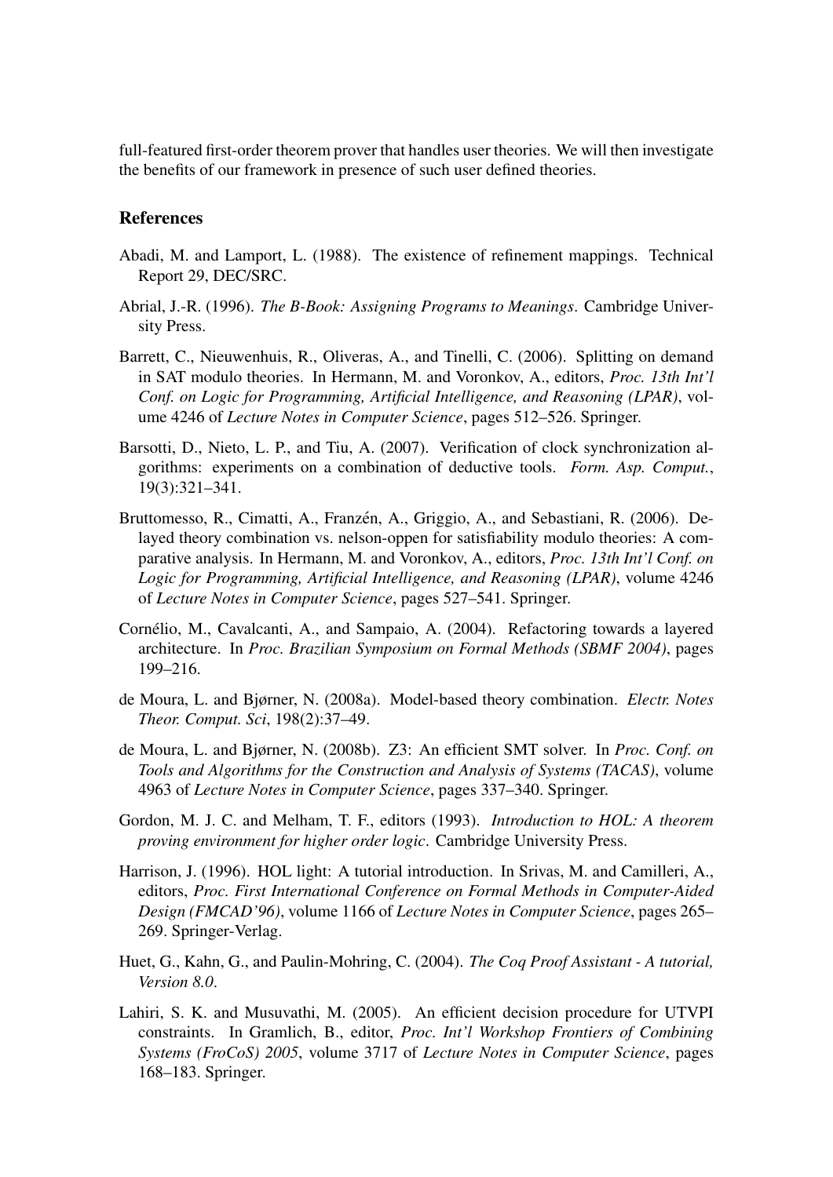full-featured first-order theorem prover that handles user theories. We will then investigate the benefits of our framework in presence of such user defined theories.

## References

Abadi, M. and Lamport, L. (1988). The existence of refinement mappings. Technical Report 29, DEC/SRC.

Abrial, J.-R. (1996). *The B-Book: Assigning Programs to Meanings*. Cambridge University Press.

Barrett, C., Nieuwenhuis, R., Oliveras, A., and Tinelli, C. (2006). Splitting on demand in SAT modulo theories. In Hermann, M. and Voronkov, A., editors, *Proc. 13th Int'l Conf. on Logic for Programming, Artificial Intelligence, and Reasoning (LPAR)*, volume 4246 of *Lecture Notes in Computer Science*, pages 512–526. Springer.

Barsotti, D., Nieto, L. P., and Tiu, A. (2007). Verification of clock synchronization algorithms: experiments on a combination of deductive tools. *Form. Asp. Comput.*, 19(3):321–341.

Bruttomesso, R., Cimatti, A., Franzén, A., Griggio, A., and Sebastiani, R. (2006). Delayed theory combination vs. nelson-oppen for satisfiability modulo theories: A comparative analysis. In Hermann, M. and Voronkov, A., editors, *Proc. 13th Int'l Conf. on Logic for Programming, Artificial Intelligence, and Reasoning (LPAR)*, volume 4246 of *Lecture Notes in Computer Science*, pages 527–541. Springer.

Cornélio, M., Cavalcanti, A., and Sampaio, A. (2004). Refactoring towards a layered architecture. In *Proc. Brazilian Symposium on Formal Methods (SBMF 2004)*, pages 199–216.

de Moura, L. and Bjørner, N. (2008a). Model-based theory combination. *Electr. Notes Theor. Comput. Sci*, 198(2):37–49.

de Moura, L. and Bjørner, N. (2008b). Z3: An efficient SMT solver. In *Proc. Conf. on Tools and Algorithms for the Construction and Analysis of Systems (TACAS)*, volume 4963 of *Lecture Notes in Computer Science*, pages 337–340. Springer.

Gordon, M. J. C. and Melham, T. F., editors (1993). *Introduction to HOL: A theorem proving environment for higher order logic*. Cambridge University Press.

Harrison, J. (1996). HOL light: A tutorial introduction. In Srivas, M. and Camilleri, A., editors, *Proc. First International Conference on Formal Methods in Computer-Aided Design (FMCAD'96)*, volume 1166 of *Lecture Notes in Computer Science*, pages 265–269. Springer-Verlag.

Huet, G., Kahn, G., and Paulin-Mohring, C. (2004). *The Coq Proof Assistant - A tutorial, Version 8.0*.

Lahiri, S. K. and Musuvathi, M. (2005). An efficient decision procedure for UTVPI constraints. In Gramlich, B., editor, *Proc. Int'l Workshop Frontiers of Combining Systems (FroCoS) 2005*, volume 3717 of *Lecture Notes in Computer Science*, pages 168–183. Springer.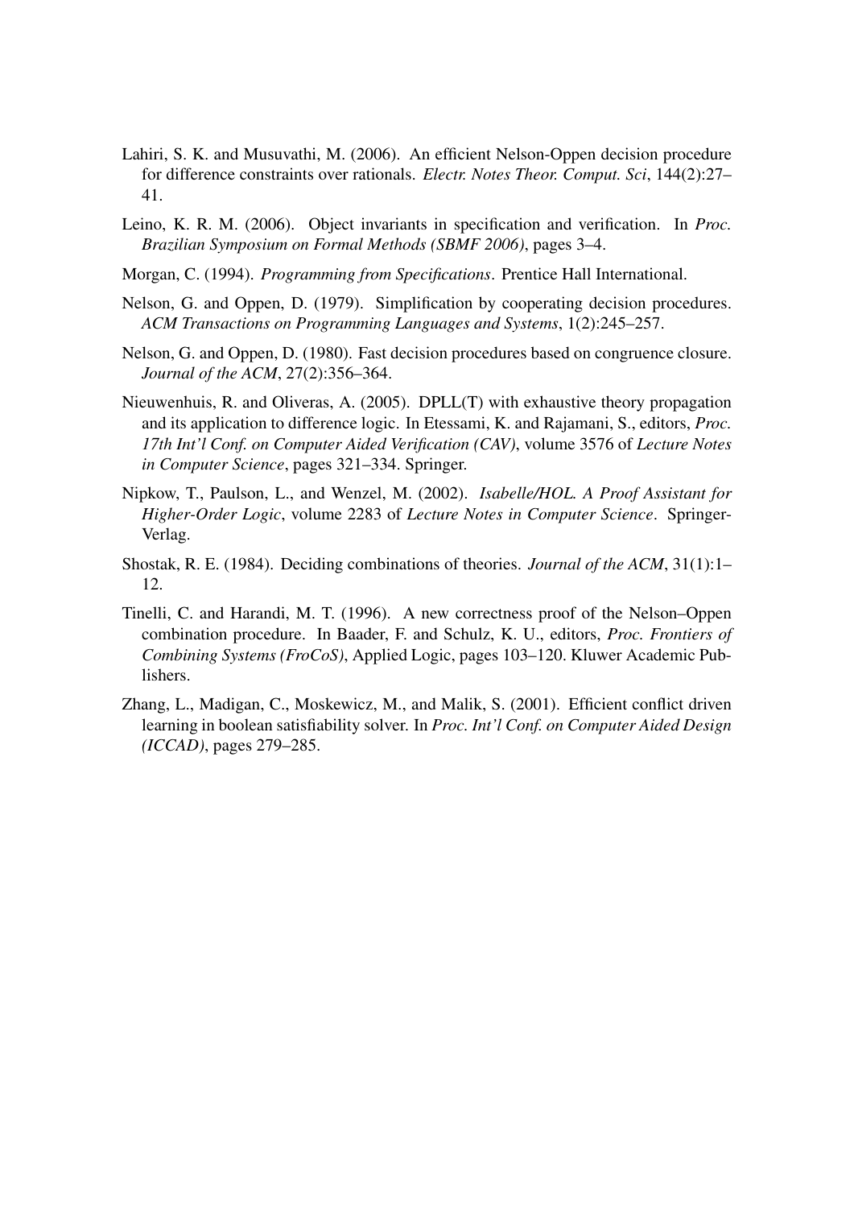Lahiri, S. K. and Musuvathi, M. (2006). An efficient Nelson-Oppen decision procedure for difference constraints over rationals. *Electr. Notes Theor. Comput. Sci*, 144(2):27–41.

Leino, K. R. M. (2006). Object invariants in specification and verification. In *Proc. Brazilian Symposium on Formal Methods (SBMF 2006)*, pages 3–4.

Morgan, C. (1994). *Programming from Specifications*. Prentice Hall International.

Nelson, G. and Oppen, D. (1979). Simplification by cooperating decision procedures. *ACM Transactions on Programming Languages and Systems*, 1(2):245–257.

Nelson, G. and Oppen, D. (1980). Fast decision procedures based on congruence closure. *Journal of the ACM*, 27(2):356–364.

Nieuwenhuis, R. and Oliveras, A. (2005). DPLL(T) with exhaustive theory propagation and its application to difference logic. In Etessami, K. and Rajamani, S., editors, *Proc. 17th Int'l Conf. on Computer Aided Verification (CAV)*, volume 3576 of *Lecture Notes in Computer Science*, pages 321–334. Springer.

Nipkow, T., Paulson, L., and Wenzel, M. (2002). *Isabelle/HOL. A Proof Assistant for Higher-Order Logic*, volume 2283 of *Lecture Notes in Computer Science*. Springer-Verlag.

Shostak, R. E. (1984). Deciding combinations of theories. *Journal of the ACM*, 31(1):1–12.

Tinelli, C. and Harandi, M. T. (1996). A new correctness proof of the Nelson–Oppen combination procedure. In Baader, F. and Schulz, K. U., editors, *Proc. Frontiers of Combining Systems (FroCoS)*, Applied Logic, pages 103–120. Kluwer Academic Publishers.

Zhang, L., Madigan, C., Moskewicz, M., and Malik, S. (2001). Efficient conflict driven learning in boolean satisfiability solver. In *Proc. Int'l Conf. on Computer Aided Design (ICCAD)*, pages 279–285.